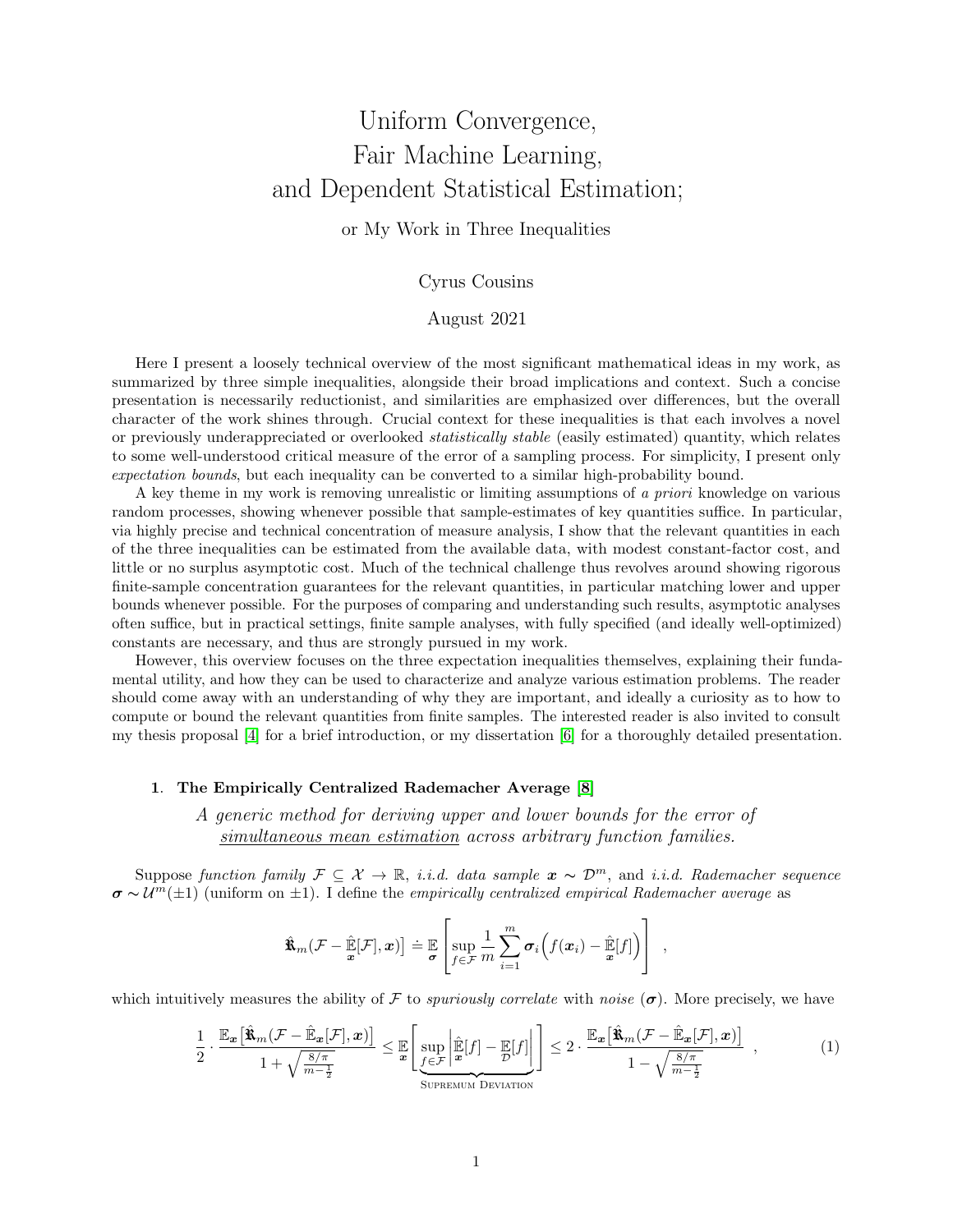# Uniform Convergence, Fair Machine Learning, and Dependent Statistical Estimation;

## or My Work in Three Inequalities

Cyrus Cousins

August 2021

Here I present a loosely technical overview of the most significant mathematical ideas in my work, as summarized by three simple inequalities, alongside their broad implications and context. Such a concise presentation is necessarily reductionist, and similarities are emphasized over differences, but the overall character of the work shines through. Crucial context for these inequalities is that each involves a novel or previously underappreciated or overlooked *statistically stable* (easily estimated) quantity, which relates to some well-understood critical measure of the error of a sampling process. For simplicity, I present only *expectation bounds*, but each inequality can be converted to a similar high-probability bound.

A key theme in my work is removing unrealistic or limiting assumptions of *a priori* knowledge on various random processes, showing whenever possible that sample-estimates of key quantities suffice. In particular, via highly precise and technical concentration of measure analysis, I show that the relevant quantities in each of the three inequalities can be estimated from the available data, with modest constant-factor cost, and little or no surplus asymptotic cost. Much of the technical challenge thus revolves around showing rigorous finite-sample concentration guarantees for the relevant quantities, in particular matching lower and upper bounds whenever possible. For the purposes of comparing and understanding such results, asymptotic analyses often suffice, but in practical settings, finite sample analyses, with fully specified (and ideally well-optimized) constants are necessary, and thus are strongly pursued in my work.

However, this overview focuses on the three expectation inequalities themselves, explaining their fundamental utility, and how they can be used to characterize and analyze various estimation problems. The reader should come away with an understanding of why they are important, and ideally a curiosity as to how to compute or bound the relevant quantities from finite samples. The interested reader is also invited to consult my thesis proposal [4] for a brief introduction, or my dissertation [6] for a thoroughly detailed presentation.

### 1. The Empirically Centralized Rademacher Average [8]

*A generic method for deriving upper and lower bounds for the error of simultaneous mean estimation across arbitrary function families.*

Suppose *function family* $\mathcal{F} \subseteq \mathcal{X} \to \mathbb{R}$, *i.i.d. data sample* $\boldsymbol{x} \sim \mathcal{D}^m$, and *i.i.d. Rademacher sequence* $\boldsymbol{\sigma} \sim \mathcal{U}^m(\pm 1)$ (uniform on $\pm 1$). I define the *empirically centralized empirical Rademacher average* as

$$\hat{\mathfrak{R}}_m(\mathcal{F} - \hat{\mathbb{E}}_{\boldsymbol{x}}[\mathcal{F}], \boldsymbol{x}) \doteq \mathbb{E}_{\boldsymbol{\sigma}}\left[\sup_{f \in \mathcal{F}} \frac{1}{m} \sum_{i=1}^{m} \boldsymbol{\sigma}_i \Big( f(\boldsymbol{x}_i) - \hat{\mathbb{E}}_{\boldsymbol{x}}[f] \Big)\right] \enspace ,$$

which intuitively measures the ability of $\mathcal{F}$ to *spuriously correlate* with *noise* ($\boldsymbol{\sigma}$). More precisely, we have

$$\frac{1}{2} \cdot \frac{\mathbb{E}_{\boldsymbol{x}}\big[\hat{\mathfrak{R}}_m(\mathcal{F} - \hat{\mathbb{E}}_{\boldsymbol{x}}[\mathcal{F}], \boldsymbol{x})\big]}{1 + \sqrt{\frac{8/\pi}{m - \frac{1}{2}}}} \leq \mathbb{E}_{\boldsymbol{x}}\Bigg[\underbrace{\sup_{f \in \mathcal{F}} \left| \hat{\mathbb{E}}_{\boldsymbol{x}}[f] - \mathbb{E}_{\mathcal{D}}[f] \right|}_{\text{Supremum Deviation}}\Bigg] \leq 2 \cdot \frac{\mathbb{E}_{\boldsymbol{x}}\big[\hat{\mathfrak{R}}_m(\mathcal{F} - \hat{\mathbb{E}}_{\boldsymbol{x}}[\mathcal{F}], \boldsymbol{x})\big]}{1 - \sqrt{\frac{8/\pi}{m - \frac{1}{2}}}} \enspace , \tag{1}$$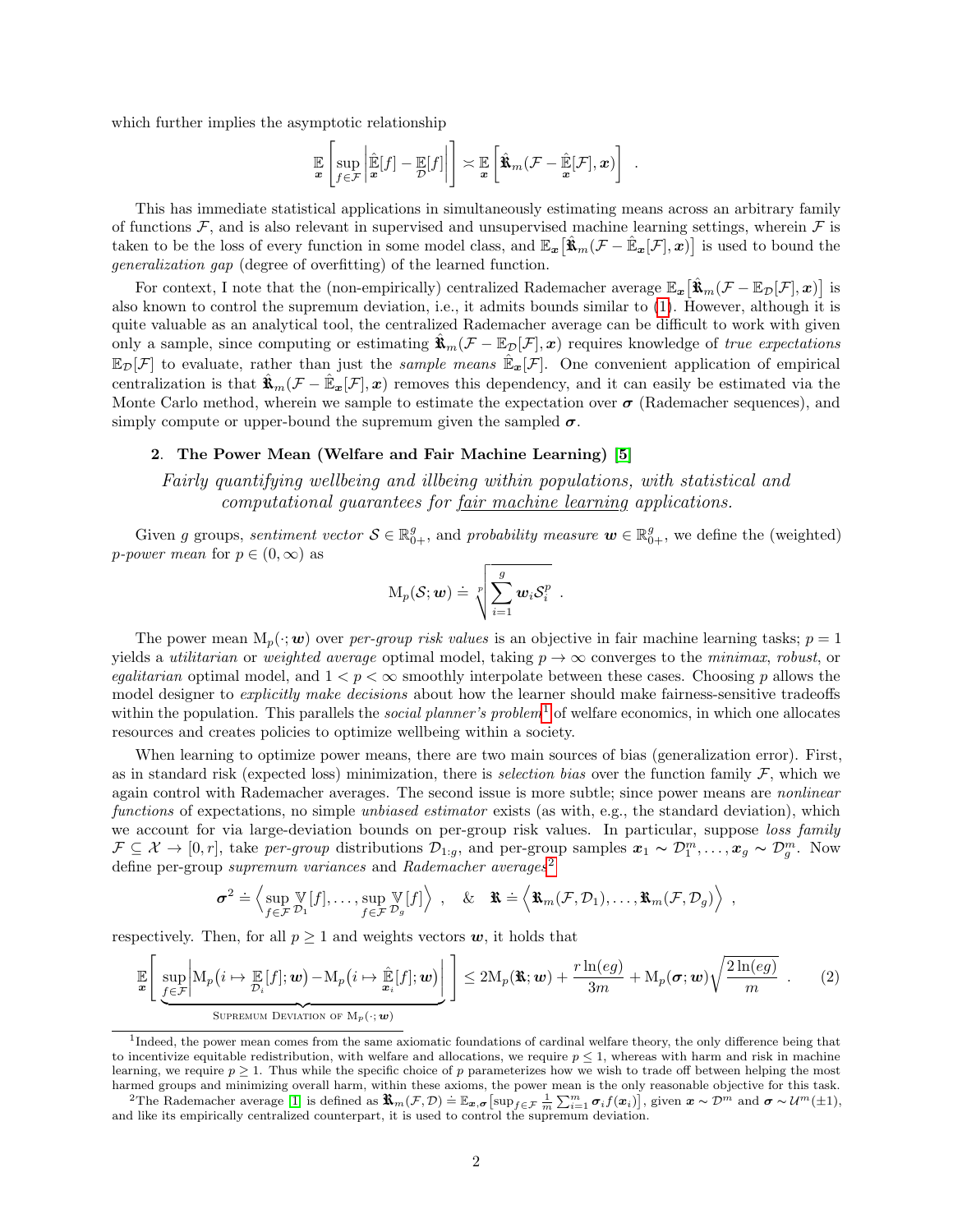which further implies the asymptotic relationship

$$\mathbb{E}_{\boldsymbol{x}}\left[\sup_{f\in\mathcal{F}}\left|\hat{\mathbb{E}}_{\boldsymbol{x}}[f]-\mathbb{E}_{\mathcal{D}}[f]\right|\right]\asymp\mathbb{E}_{\boldsymbol{x}}\left[\hat{\mathfrak{R}}_m(\mathcal{F}-\hat{\mathbb{E}}_{\boldsymbol{x}}[\mathcal{F}],\boldsymbol{x})\right] \enspace .$$

This has immediate statistical applications in simultaneously estimating means across an arbitrary family of functions $\mathcal{F}$, and is also relevant in supervised and unsupervised machine learning settings, wherein $\mathcal{F}$ is taken to be the loss of every function in some model class, and $\mathbb{E}_{\boldsymbol{x}}\big[\hat{\mathfrak{R}}_m(\mathcal{F}-\hat{\mathbb{E}}_{\boldsymbol{x}}[\mathcal{F}],\boldsymbol{x})\big]$ is used to bound the *generalization gap* (degree of overfitting) of the learned function.

For context, I note that the (non-empirically) centralized Rademacher average $\mathbb{E}_{\boldsymbol{x}}\big[\hat{\mathfrak{R}}_m(\mathcal{F}-\mathbb{E}_{\mathcal{D}}[\mathcal{F}],\boldsymbol{x})\big]$ is also known to control the supremum deviation, i.e., it admits bounds similar to (1). However, although it is quite valuable as an analytical tool, the centralized Rademacher average can be difficult to work with given only a sample, since computing or estimating $\hat{\mathfrak{R}}_m(\mathcal{F}-\mathbb{E}_{\mathcal{D}}[\mathcal{F}],\boldsymbol{x})$ requires knowledge of *true expectations* $\mathbb{E}_{\mathcal{D}}[\mathcal{F}]$ to evaluate, rather than just the *sample means* $\hat{\mathbb{E}}_{\boldsymbol{x}}[\mathcal{F}]$. One convenient application of empirical centralization is that $\hat{\mathfrak{R}}_m(\mathcal{F}-\hat{\mathbb{E}}_{\boldsymbol{x}}[\mathcal{F}],\boldsymbol{x})$ removes this dependency, and it can easily be estimated via the Monte Carlo method, wherein we sample to estimate the expectation over $\boldsymbol{\sigma}$ (Rademacher sequences), and simply compute or upper-bound the supremum given the sampled $\boldsymbol{\sigma}$.

## 2. The Power Mean (Welfare and Fair Machine Learning) [5]

*Fairly quantifying wellbeing and illbeing within populations, with statistical and computational guarantees for fair machine learning applications.*

Given $g$ groups, *sentiment vector* $\mathcal{S}\in\mathbb{R}^g_{0+}$, and *probability measure* $\boldsymbol{w}\in\mathbb{R}^g_{0+}$, we define the (weighted) *p-power mean* for $p\in(0,\infty)$ as

$$\mathrm{M}_p(\mathcal{S};\boldsymbol{w})\doteq\sqrt[p]{\sum_{i=1}^{g}\boldsymbol{w}_i\mathcal{S}_i^p} \enspace .$$

The power mean $\mathrm{M}_p(\cdot;\boldsymbol{w})$ over *per-group risk values* is an objective in fair machine learning tasks; $p=1$ yields a *utilitarian* or *weighted average* optimal model, taking $p\to\infty$ converges to the *minimax*, *robust*, or *egalitarian* optimal model, and $1<p<\infty$ smoothly interpolate between these cases. Choosing $p$ allows the model designer to *explicitly make decisions* about how the learner should make fairness-sensitive tradeoffs within the population. This parallels the *social planner's problem*[1] of welfare economics, in which one allocates resources and creates policies to optimize wellbeing within a society.

When learning to optimize power means, there are two main sources of bias (generalization error). First, as in standard risk (expected loss) minimization, there is *selection bias* over the function family $\mathcal{F}$, which we again control with Rademacher averages. The second issue is more subtle; since power means are *nonlinear functions* of expectations, no simple *unbiased estimator* exists (as with, e.g., the standard deviation), which we account for via large-deviation bounds on per-group risk values. In particular, suppose *loss family* $\mathcal{F}\subseteq\mathcal{X}\to[0,r]$, take *per-group* distributions $\mathcal{D}_{1:g}$, and per-group samples $\boldsymbol{x}_1\sim\mathcal{D}_1^m,\ldots,\boldsymbol{x}_g\sim\mathcal{D}_g^m$. Now define per-group *supremum variances* and *Rademacher averages*[2]

$$\boldsymbol{\sigma}^2\doteq\left\langle\sup_{f\in\mathcal{F}}\mathbb{V}_{\mathcal{D}_1}[f],\ldots,\sup_{f\in\mathcal{F}}\mathbb{V}_{\mathcal{D}_g}[f]\right\rangle \enspace , \quad \& \quad \mathfrak{R}\doteq\Big\langle\mathfrak{R}_m(\mathcal{F},\mathcal{D}_1),\ldots,\mathfrak{R}_m(\mathcal{F},\mathcal{D}_g)\Big\rangle \enspace ,$$

respectively. Then, for all $p\geq1$ and weights vectors $\boldsymbol{w}$, it holds that

$$\mathbb{E}_{\boldsymbol{x}}\Bigg[\underbrace{\sup_{f\in\mathcal{F}}\left|\mathrm{M}_p\big(i\mapsto\mathbb{E}_{\mathcal{D}_i}[f];\boldsymbol{w}\big)-\mathrm{M}_p\big(i\mapsto\hat{\mathbb{E}}_{\boldsymbol{x}_i}[f];\boldsymbol{w}\big)\right|}_{\text{Supremum Deviation of }\mathrm{M}_p(\cdot;\boldsymbol{w})}\Bigg]\leq2\mathrm{M}_p(\mathfrak{R};\boldsymbol{w})+\frac{r\ln(eg)}{3m}+\mathrm{M}_p(\boldsymbol{\sigma};\boldsymbol{w})\sqrt{\frac{2\ln(eg)}{m}} \enspace . \tag{2}$$

---

[1] Indeed, the power mean comes from the same axiomatic foundations of cardinal welfare theory, the only difference being that to incentivize equitable redistribution, with welfare and allocations, we require $p\leq1$, whereas with harm and risk in machine learning, we require $p\geq1$. Thus while the specific choice of $p$ parameterizes how we wish to trade off between helping the most harmed groups and minimizing overall harm, within these axioms, the power mean is the only reasonable objective for this task.

[2] The Rademacher average [1] is defined as $\mathfrak{R}_m(\mathcal{F},\mathcal{D})\doteq\mathbb{E}_{\boldsymbol{x},\boldsymbol{\sigma}}\big[\sup_{f\in\mathcal{F}}\frac{1}{m}\sum_{i=1}^m\boldsymbol{\sigma}_i f(\boldsymbol{x}_i)\big]$, given $\boldsymbol{x}\sim\mathcal{D}^m$ and $\boldsymbol{\sigma}\sim\mathcal{U}^m(\pm1)$, and like its empirically centralized counterpart, it is used to control the supremum deviation.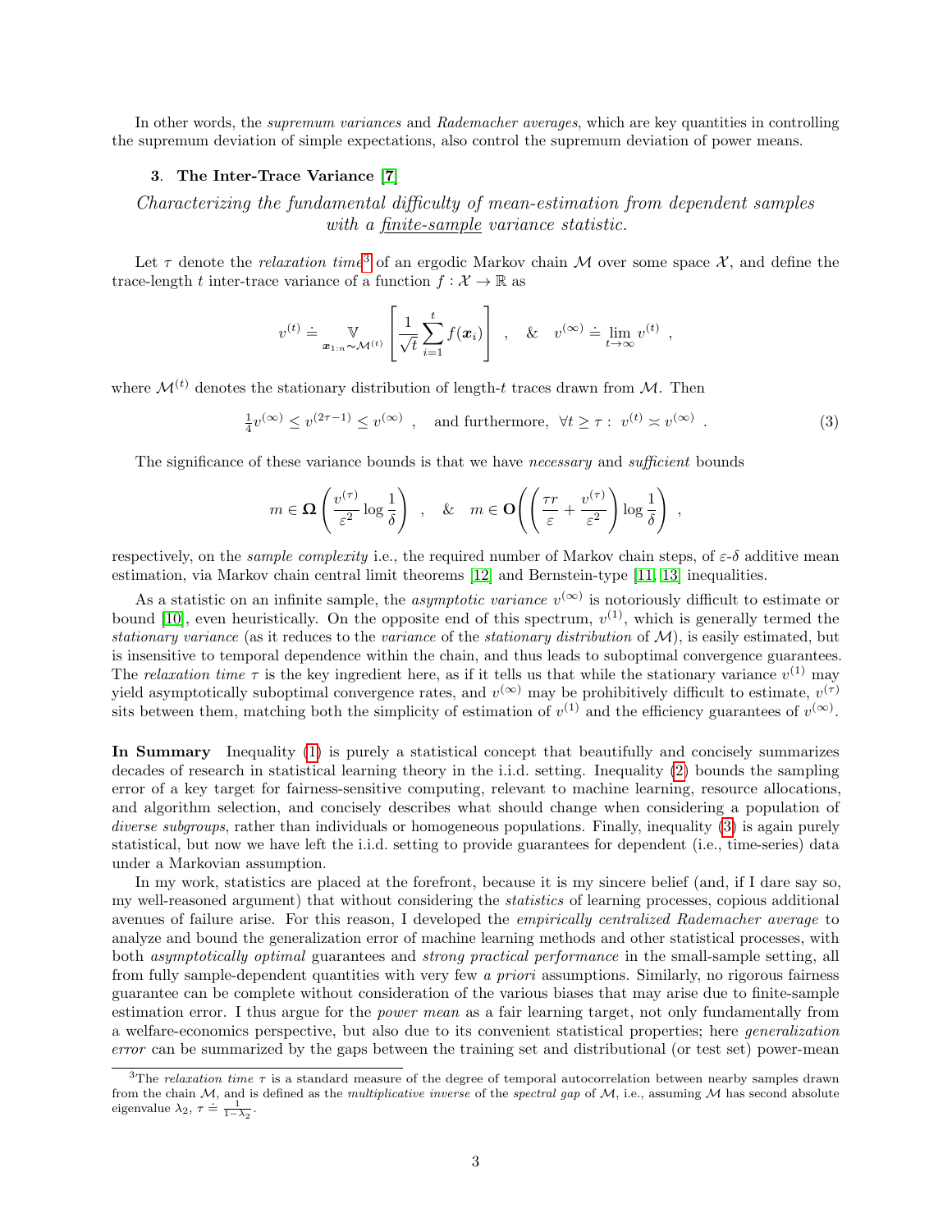In other words, the *supremum variances* and *Rademacher averages*, which are key quantities in controlling the supremum deviation of simple expectations, also control the supremum deviation of power means.

### 3. The Inter-Trace Variance [7]

*Characterizing the fundamental difficulty of mean-estimation from dependent samples with a finite-sample variance statistic.*

Let $\tau$ denote the *relaxation time*[3] of an ergodic Markov chain $\mathcal{M}$ over some space $\mathcal{X}$, and define the trace-length $t$ inter-trace variance of a function $f : \mathcal{X} \to \mathbb{R}$ as

$$v^{(t)} \doteq \mathop{\mathbb{V}}_{\boldsymbol{x}_{1:n} \sim \mathcal{M}^{(t)}} \left[ \frac{1}{\sqrt{t}} \sum_{i=1}^{t} f(\boldsymbol{x}_i) \right] \quad , \quad \& \quad v^{(\infty)} \doteq \lim_{t \to \infty} v^{(t)} \quad ,$$

where $\mathcal{M}^{(t)}$ denotes the stationary distribution of length-$t$ traces drawn from $\mathcal{M}$. Then

$$\tfrac{1}{4} v^{(\infty)} \leq v^{(2\tau - 1)} \leq v^{(\infty)} \quad , \quad \text{and furthermore,} \;\; \forall t \geq \tau : \; v^{(t)} \asymp v^{(\infty)} \quad . \tag{3}$$

The significance of these variance bounds is that we have *necessary* and *sufficient* bounds

$$m \in \mathbf{\Omega}\left( \frac{v^{(\tau)}}{\varepsilon^2} \log \frac{1}{\delta} \right) \quad , \quad \& \quad m \in \mathbf{O}\left( \left( \frac{\tau r}{\varepsilon} + \frac{v^{(\tau)}}{\varepsilon^2} \right) \log \frac{1}{\delta} \right) \quad ,$$

respectively, on the *sample complexity* i.e., the required number of Markov chain steps, of $\varepsilon$-$\delta$ additive mean estimation, via Markov chain central limit theorems [12] and Bernstein-type [11, 13] inequalities.

As a statistic on an infinite sample, the *asymptotic variance* $v^{(\infty)}$ is notoriously difficult to estimate or bound [10], even heuristically. On the opposite end of this spectrum, $v^{(1)}$, which is generally termed the *stationary variance* (as it reduces to the *variance* of the *stationary distribution* of $\mathcal{M}$), is easily estimated, but is insensitive to temporal dependence within the chain, and thus leads to suboptimal convergence guarantees. The *relaxation time* $\tau$ is the key ingredient here, as if it tells us that while the stationary variance $v^{(1)}$ may yield asymptotically suboptimal convergence rates, and $v^{(\infty)}$ may be prohibitively difficult to estimate, $v^{(\tau)}$ sits between them, matching both the simplicity of estimation of $v^{(1)}$ and the efficiency guarantees of $v^{(\infty)}$.

**In Summary** Inequality (1) is purely a statistical concept that beautifully and concisely summarizes decades of research in statistical learning theory in the i.i.d. setting. Inequality (2) bounds the sampling error of a key target for fairness-sensitive computing, relevant to machine learning, resource allocations, and algorithm selection, and concisely describes what should change when considering a population of *diverse subgroups*, rather than individuals or homogeneous populations. Finally, inequality (3) is again purely statistical, but now we have left the i.i.d. setting to provide guarantees for dependent (i.e., time-series) data under a Markovian assumption.

In my work, statistics are placed at the forefront, because it is my sincere belief (and, if I dare say so, my well-reasoned argument) that without considering the *statistics* of learning processes, copious additional avenues of failure arise. For this reason, I developed the *empirically centralized Rademacher average* to analyze and bound the generalization error of machine learning methods and other statistical processes, with both *asymptotically optimal* guarantees and *strong practical performance* in the small-sample setting, all from fully sample-dependent quantities with very few *a priori* assumptions. Similarly, no rigorous fairness guarantee can be complete without consideration of the various biases that may arise due to finite-sample estimation error. I thus argue for the *power mean* as a fair learning target, not only fundamentally from a welfare-economics perspective, but also due to its convenient statistical properties; here *generalization error* can be summarized by the gaps between the training set and distributional (or test set) power-mean

[3] The *relaxation time* $\tau$ is a standard measure of the degree of temporal autocorrelation between nearby samples drawn from the chain $\mathcal{M}$, and is defined as the *multiplicative inverse* of the *spectral gap* of $\mathcal{M}$, i.e., assuming $\mathcal{M}$ has second absolute eigenvalue $\lambda_2$, $\tau \doteq \frac{1}{1-\lambda_2}$.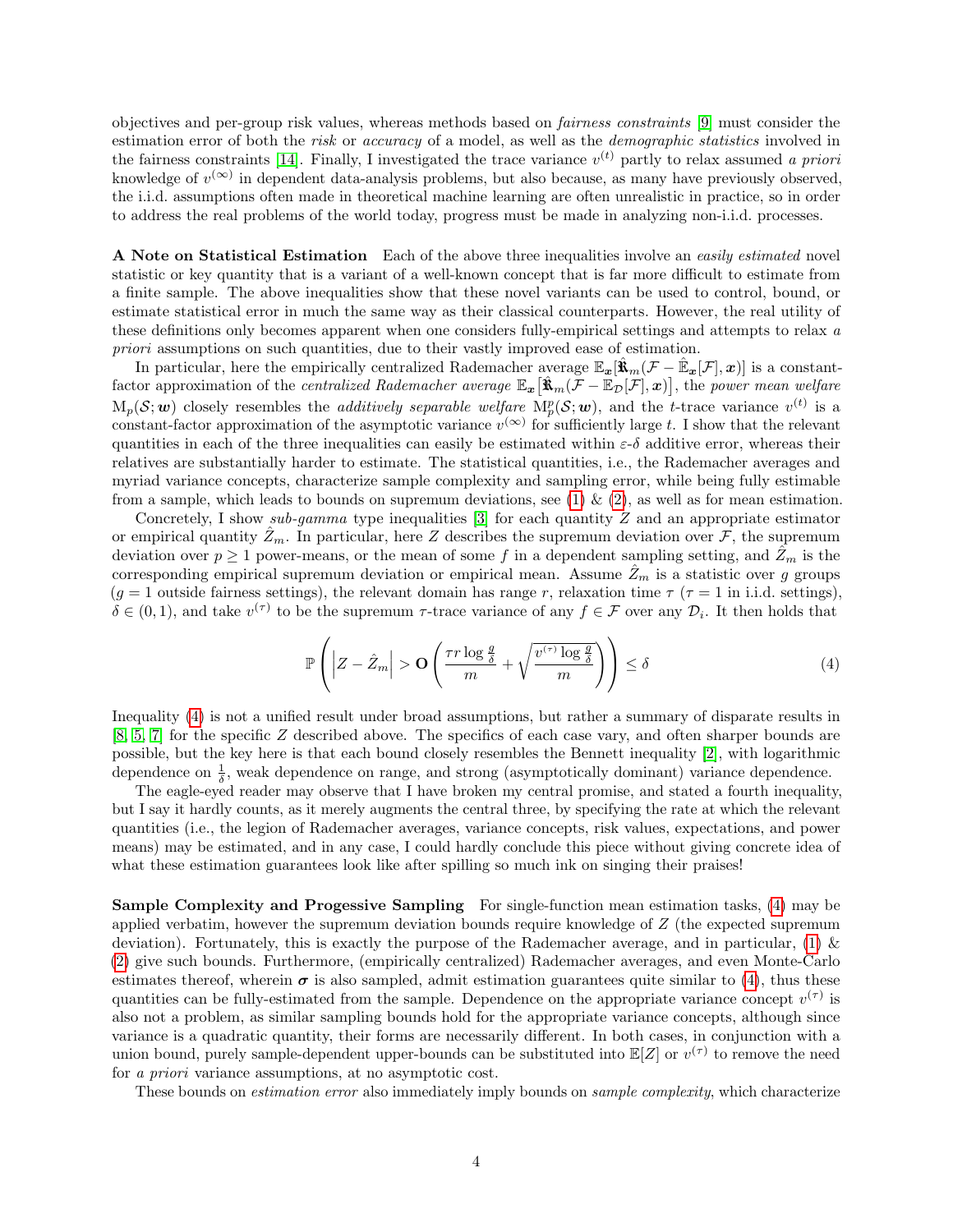objectives and per-group risk values, whereas methods based on *fairness constraints* [9] must consider the estimation error of both the *risk* or *accuracy* of a model, as well as the *demographic statistics* involved in the fairness constraints [14]. Finally, I investigated the trace variance $v^{(t)}$ partly to relax assumed *a priori* knowledge of $v^{(\infty)}$ in dependent data-analysis problems, but also because, as many have previously observed, the i.i.d. assumptions often made in theoretical machine learning are often unrealistic in practice, so in order to address the real problems of the world today, progress must be made in analyzing non-i.i.d. processes.

**A Note on Statistical Estimation** Each of the above three inequalities involve an *easily estimated* novel statistic or key quantity that is a variant of a well-known concept that is far more difficult to estimate from a finite sample. The above inequalities show that these novel variants can be used to control, bound, or estimate statistical error in much the same way as their classical counterparts. However, the real utility of these definitions only becomes apparent when one considers fully-empirical settings and attempts to relax *a priori* assumptions on such quantities, due to their vastly improved ease of estimation.

In particular, here the empirically centralized Rademacher average $\mathbb{E}_{\boldsymbol{x}}[\hat{\mathfrak{R}}_m(\mathcal{F} - \hat{\mathbb{E}}_{\boldsymbol{x}}[\mathcal{F}], \boldsymbol{x})]$ is a constant-factor approximation of the *centralized Rademacher average* $\mathbb{E}_{\boldsymbol{x}}\big[\hat{\mathfrak{R}}_m(\mathcal{F} - \mathbb{E}_{\mathcal{D}}[\mathcal{F}], \boldsymbol{x})\big]$, the *power mean welfare* $\mathrm{M}_p(\mathcal{S}; \boldsymbol{w})$ closely resembles the *additively separable welfare* $\mathrm{M}_p^p(\mathcal{S}; \boldsymbol{w})$, and the *t*-trace variance $v^{(t)}$ is a constant-factor approximation of the asymptotic variance $v^{(\infty)}$ for sufficiently large $t$. I show that the relevant quantities in each of the three inequalities can easily be estimated within $\varepsilon$-$\delta$ additive error, whereas their relatives are substantially harder to estimate. The statistical quantities, i.e., the Rademacher averages and myriad variance concepts, characterize sample complexity and sampling error, while being fully estimable from a sample, which leads to bounds on supremum deviations, see (1) & (2), as well as for mean estimation.

Concretely, I show *sub-gamma* type inequalities [3] for each quantity $Z$ and an appropriate estimator or empirical quantity $\hat{Z}_m$. In particular, here $Z$ describes the supremum deviation over $\mathcal{F}$, the supremum deviation over $p \geq 1$ power-means, or the mean of some $f$ in a dependent sampling setting, and $\hat{Z}_m$ is the corresponding empirical supremum deviation or empirical mean. Assume $\hat{Z}_m$ is a statistic over $g$ groups ($g = 1$ outside fairness settings), the relevant domain has range $r$, relaxation time $\tau$ ($\tau = 1$ in i.i.d. settings), $\delta \in (0, 1)$, and take $v^{(\tau)}$ to be the supremum $\tau$-trace variance of any $f \in \mathcal{F}$ over any $\mathcal{D}_i$. It then holds that

$$\mathbb{P}\left(\left|Z - \hat{Z}_m\right| > \mathbf{O}\left(\frac{\tau r \log \frac{g}{\delta}}{m} + \sqrt{\frac{v^{(\tau)} \log \frac{g}{\delta}}{m}}\right)\right) \leq \delta \tag{4}$$

Inequality (4) is not a unified result under broad assumptions, but rather a summary of disparate results in [8, 5, 7] for the specific $Z$ described above. The specifics of each case vary, and often sharper bounds are possible, but the key here is that each bound closely resembles the Bennett inequality [2], with logarithmic dependence on $\frac{1}{\delta}$, weak dependence on range, and strong (asymptotically dominant) variance dependence.

The eagle-eyed reader may observe that I have broken my central promise, and stated a fourth inequality, but I say it hardly counts, as it merely augments the central three, by specifying the rate at which the relevant quantities (i.e., the legion of Rademacher averages, variance concepts, risk values, expectations, and power means) may be estimated, and in any case, I could hardly conclude this piece without giving concrete idea of what these estimation guarantees look like after spilling so much ink on singing their praises!

**Sample Complexity and Progessive Sampling** For single-function mean estimation tasks, (4) may be applied verbatim, however the supremum deviation bounds require knowledge of $Z$ (the expected supremum deviation). Fortunately, this is exactly the purpose of the Rademacher average, and in particular, (1) & (2) give such bounds. Furthermore, (empirically centralized) Rademacher averages, and even Monte-Carlo estimates thereof, wherein $\boldsymbol{\sigma}$ is also sampled, admit estimation guarantees quite similar to (4), thus these quantities can be fully-estimated from the sample. Dependence on the appropriate variance concept $v^{(\tau)}$ is also not a problem, as similar sampling bounds hold for the appropriate variance concepts, although since variance is a quadratic quantity, their forms are necessarily different. In both cases, in conjunction with a union bound, purely sample-dependent upper-bounds can be substituted into $\mathbb{E}[Z]$ or $v^{(\tau)}$ to remove the need for *a priori* variance assumptions, at no asymptotic cost.

These bounds on *estimation error* also immediately imply bounds on *sample complexity*, which characterize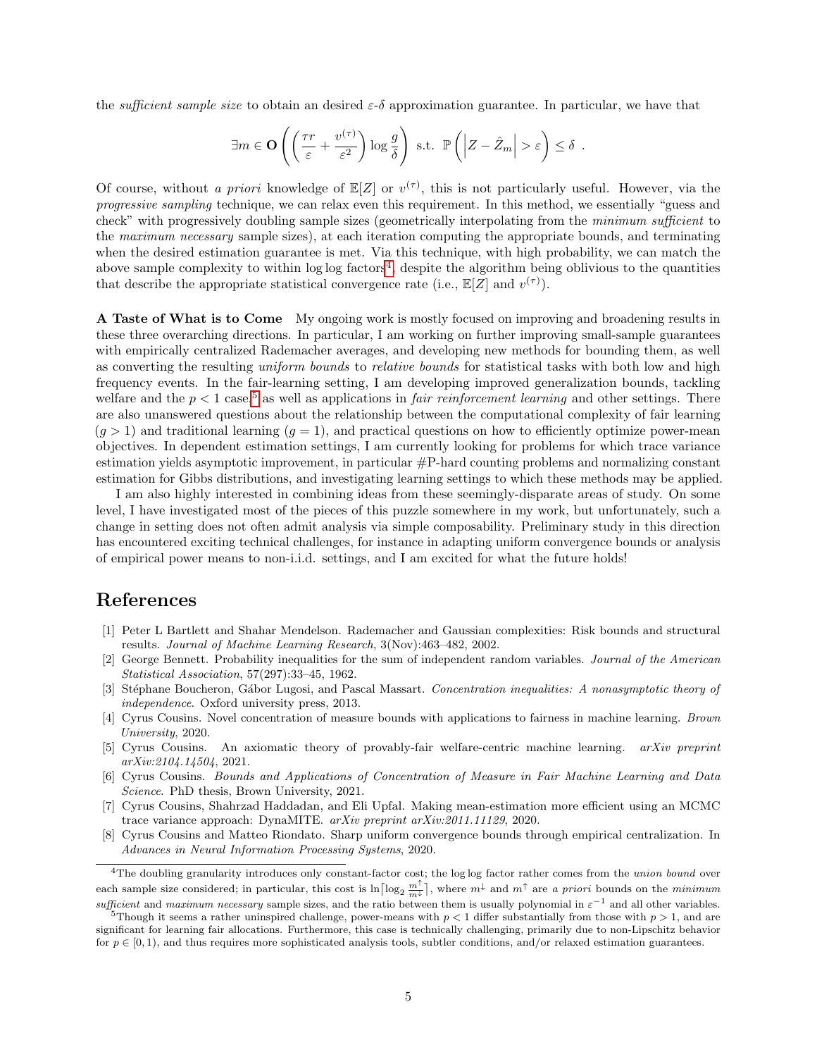the *sufficient sample size* to obtain an desired $\varepsilon$-$\delta$ approximation guarantee. In particular, we have that

$$\exists m \in \mathbf{O}\left(\left(\frac{\tau r}{\varepsilon} + \frac{v^{(\tau)}}{\varepsilon^2}\right)\log\frac{g}{\delta}\right) \text{ s.t. } \mathbb{P}\left(\left|Z - \hat{Z}_m\right| > \varepsilon\right) \leq \delta \ .$$

Of course, without *a priori* knowledge of $\mathbb{E}[Z]$ or $v^{(\tau)}$, this is not particularly useful. However, via the *progressive sampling* technique, we can relax even this requirement. In this method, we essentially "guess and check" with progressively doubling sample sizes (geometrically interpolating from the *minimum sufficient* to the *maximum necessary* sample sizes), at each iteration computing the appropriate bounds, and terminating when the desired estimation guarantee is met. Via this technique, with high probability, we can match the above sample complexity to within $\log\log$ factors[4], despite the algorithm being oblivious to the quantities that describe the appropriate statistical convergence rate (i.e., $\mathbb{E}[Z]$ and $v^{(\tau)}$).

**A Taste of What is to Come** My ongoing work is mostly focused on improving and broadening results in these three overarching directions. In particular, I am working on further improving small-sample guarantees with empirically centralized Rademacher averages, and developing new methods for bounding them, as well as converting the resulting *uniform bounds* to *relative bounds* for statistical tasks with both low and high frequency events. In the fair-learning setting, I am developing improved generalization bounds, tackling welfare and the $p < 1$ case[5] as well as applications in *fair reinforcement learning* and other settings. There are also unanswered questions about the relationship between the computational complexity of fair learning ($g > 1$) and traditional learning ($g = 1$), and practical questions on how to efficiently optimize power-mean objectives. In dependent estimation settings, I am currently looking for problems for which trace variance estimation yields asymptotic improvement, in particular #P-hard counting problems and normalizing constant estimation for Gibbs distributions, and investigating learning settings to which these methods may be applied.

I am also highly interested in combining ideas from these seemingly-disparate areas of study. On some level, I have investigated most of the pieces of this puzzle somewhere in my work, but unfortunately, such a change in setting does not often admit analysis via simple composability. Preliminary study in this direction has encountered exciting technical challenges, for instance in adapting uniform convergence bounds or analysis of empirical power means to non-i.i.d. settings, and I am excited for what the future holds!

## References

[1] Peter L Bartlett and Shahar Mendelson. Rademacher and Gaussian complexities: Risk bounds and structural results. *Journal of Machine Learning Research*, 3(Nov):463–482, 2002.

[2] George Bennett. Probability inequalities for the sum of independent random variables. *Journal of the American Statistical Association*, 57(297):33–45, 1962.

[3] Stéphane Boucheron, Gábor Lugosi, and Pascal Massart. *Concentration inequalities: A nonasymptotic theory of independence*. Oxford university press, 2013.

[4] Cyrus Cousins. Novel concentration of measure bounds with applications to fairness in machine learning. *Brown University*, 2020.

[5] Cyrus Cousins. An axiomatic theory of provably-fair welfare-centric machine learning. *arXiv preprint arXiv:2104.14504*, 2021.

[6] Cyrus Cousins. *Bounds and Applications of Concentration of Measure in Fair Machine Learning and Data Science*. PhD thesis, Brown University, 2021.

[7] Cyrus Cousins, Shahrzad Haddadan, and Eli Upfal. Making mean-estimation more efficient using an MCMC trace variance approach: DynaMITE. *arXiv preprint arXiv:2011.11129*, 2020.

[8] Cyrus Cousins and Matteo Riondato. Sharp uniform convergence bounds through empirical centralization. In *Advances in Neural Information Processing Systems*, 2020.

---

[4] The doubling granularity introduces only constant-factor cost; the $\log\log$ factor rather comes from the *union bound* over each sample size considered; in particular, this cost is $\ln\lceil\log_2 \frac{m^{\uparrow}}{m^{\downarrow}}\rceil$, where $m^{\downarrow}$ and $m^{\uparrow}$ are *a priori* bounds on the *minimum sufficient* and *maximum necessary* sample sizes, and the ratio between them is usually polynomial in $\varepsilon^{-1}$ and all other variables.

[5] Though it seems a rather uninspired challenge, power-means with $p < 1$ differ substantially from those with $p > 1$, and are significant for learning fair allocations. Furthermore, this case is technically challenging, primarily due to non-Lipschitz behavior for $p \in [0, 1)$, and thus requires more sophisticated analysis tools, subtler conditions, and/or relaxed estimation guarantees.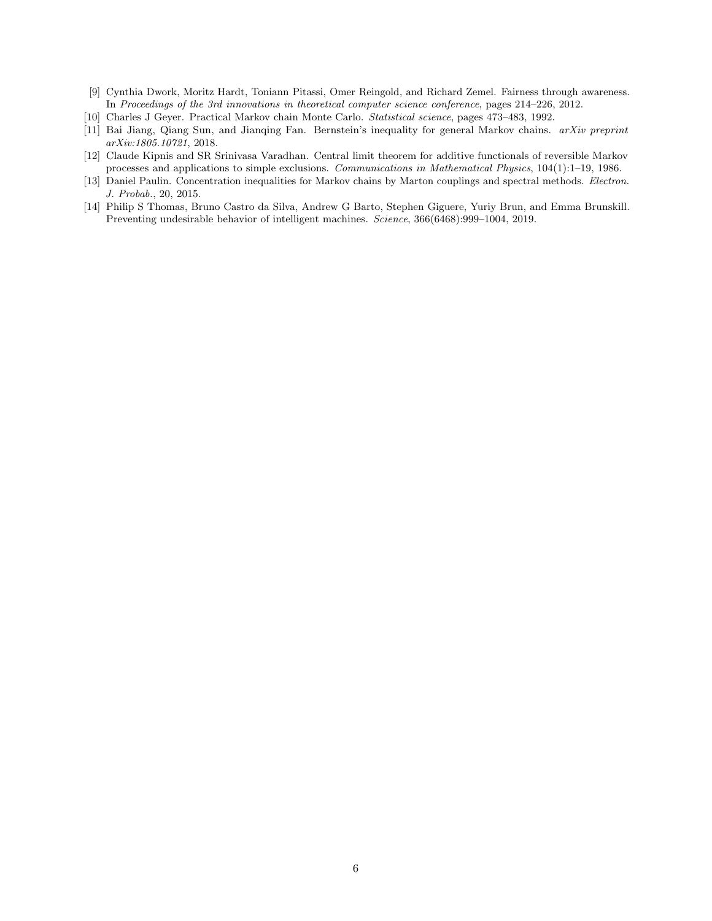[9] Cynthia Dwork, Moritz Hardt, Toniann Pitassi, Omer Reingold, and Richard Zemel. Fairness through awareness. In *Proceedings of the 3rd innovations in theoretical computer science conference*, pages 214–226, 2012.

[10] Charles J Geyer. Practical Markov chain Monte Carlo. *Statistical science*, pages 473–483, 1992.

[11] Bai Jiang, Qiang Sun, and Jianqing Fan. Bernstein's inequality for general Markov chains. *arXiv preprint arXiv:1805.10721*, 2018.

[12] Claude Kipnis and SR Srinivasa Varadhan. Central limit theorem for additive functionals of reversible Markov processes and applications to simple exclusions. *Communications in Mathematical Physics*, 104(1):1–19, 1986.

[13] Daniel Paulin. Concentration inequalities for Markov chains by Marton couplings and spectral methods. *Electron. J. Probab.*, 20, 2015.

[14] Philip S Thomas, Bruno Castro da Silva, Andrew G Barto, Stephen Giguere, Yuriy Brun, and Emma Brunskill. Preventing undesirable behavior of intelligent machines. *Science*, 366(6468):999–1004, 2019.